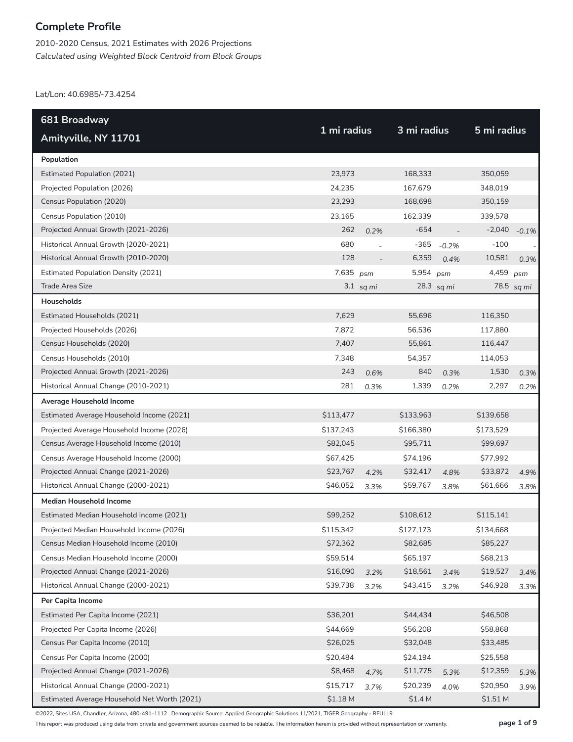# Complete Profile

2010-2020 Census, 2021 Estimates with 2026 Projections

*Calculated using Weighted Block Centroid from Block Groups*

Lat/Lon: 40.6985/-73.4254

| 681 Broadway<br>Amityville, NY 11701 | 1 mi radius | | 3 mi radius | | 5 mi radius | |
|---|---|---|---|---|---|---|
| **Population** | | | | | | |
| Estimated Population (2021) | 23,973 | | 168,333 | | 350,059 | |
| Projected Population (2026) | 24,235 | | 167,679 | | 348,019 | |
| Census Population (2020) | 23,293 | | 168,698 | | 350,159 | |
| Census Population (2010) | 23,165 | | 162,339 | | 339,578 | |
| Projected Annual Growth (2021-2026) | 262 | *0.2%* | -654 | - | -2,040 | *-0.1%* |
| Historical Annual Growth (2020-2021) | 680 | - | -365 | *-0.2%* | -100 | - |
| Historical Annual Growth (2010-2020) | 128 | - | 6,359 | *0.4%* | 10,581 | *0.3%* |
| Estimated Population Density (2021) | 7,635 | *psm* | 5,954 | *psm* | 4,459 | *psm* |
| Trade Area Size | 3.1 | *sq mi* | 28.3 | *sq mi* | 78.5 | *sq mi* |
| **Households** | | | | | | |
| Estimated Households (2021) | 7,629 | | 55,696 | | 116,350 | |
| Projected Households (2026) | 7,872 | | 56,536 | | 117,880 | |
| Census Households (2020) | 7,407 | | 55,861 | | 116,447 | |
| Census Households (2010) | 7,348 | | 54,357 | | 114,053 | |
| Projected Annual Growth (2021-2026) | 243 | *0.6%* | 840 | *0.3%* | 1,530 | *0.3%* |
| Historical Annual Change (2010-2021) | 281 | *0.3%* | 1,339 | *0.2%* | 2,297 | *0.2%* |
| **Average Household Income** | | | | | | |
| Estimated Average Household Income (2021) | $113,477 | | $133,963 | | $139,658 | |
| Projected Average Household Income (2026) | $137,243 | | $166,380 | | $173,529 | |
| Census Average Household Income (2010) | $82,045 | | $95,711 | | $99,697 | |
| Census Average Household Income (2000) | $67,425 | | $74,196 | | $77,992 | |
| Projected Annual Change (2021-2026) | $23,767 | *4.2%* | $32,417 | *4.8%* | $33,872 | *4.9%* |
| Historical Annual Change (2000-2021) | $46,052 | *3.3%* | $59,767 | *3.8%* | $61,666 | *3.8%* |
| **Median Household Income** | | | | | | |
| Estimated Median Household Income (2021) | $99,252 | | $108,612 | | $115,141 | |
| Projected Median Household Income (2026) | $115,342 | | $127,173 | | $134,668 | |
| Census Median Household Income (2010) | $72,362 | | $82,685 | | $85,227 | |
| Census Median Household Income (2000) | $59,514 | | $65,197 | | $68,213 | |
| Projected Annual Change (2021-2026) | $16,090 | *3.2%* | $18,561 | *3.4%* | $19,527 | *3.4%* |
| Historical Annual Change (2000-2021) | $39,738 | *3.2%* | $43,415 | *3.2%* | $46,928 | *3.3%* |
| **Per Capita Income** | | | | | | |
| Estimated Per Capita Income (2021) | $36,201 | | $44,434 | | $46,508 | |
| Projected Per Capita Income (2026) | $44,669 | | $56,208 | | $58,868 | |
| Census Per Capita Income (2010) | $26,025 | | $32,048 | | $33,485 | |
| Census Per Capita Income (2000) | $20,484 | | $24,194 | | $25,558 | |
| Projected Annual Change (2021-2026) | $8,468 | *4.7%* | $11,775 | *5.3%* | $12,359 | *5.3%* |
| Historical Annual Change (2000-2021) | $15,717 | *3.7%* | $20,239 | *4.0%* | $20,950 | *3.9%* |
| Estimated Average Household Net Worth (2021) | $1.18 M | | $1.4 M | | $1.51 M | |

©2022, Sites USA, Chandler, Arizona, 480-491-1112 Demographic Source: Applied Geographic Solutions 11/2021, TIGER Geography - RFULL9

This report was produced using data from private and government sources deemed to be reliable. The information herein is provided without representation or warranty.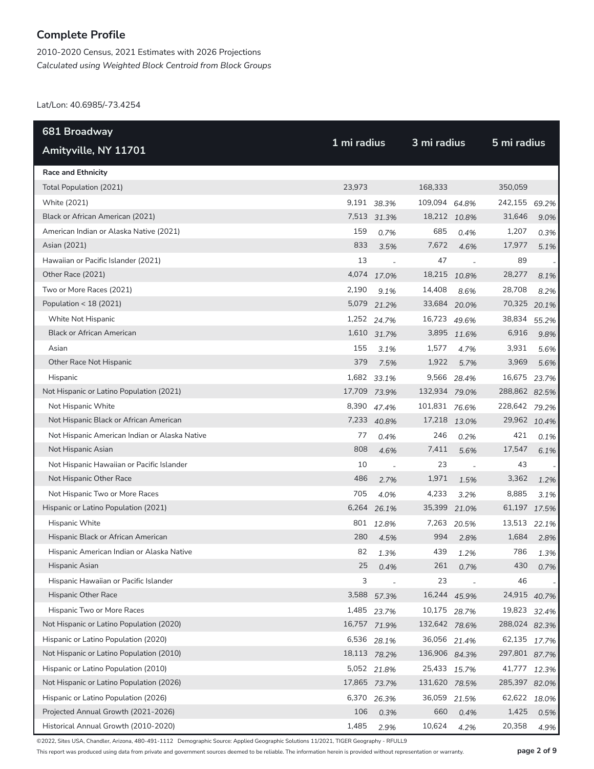## Complete Profile

2010-2020 Census, 2021 Estimates with 2026 Projections

*Calculated using Weighted Block Centroid from Block Groups*

Lat/Lon: 40.6985/-73.4254

| 681 Broadway<br>Amityville, NY 11701 | 1 mi radius | | 3 mi radius | | 5 mi radius | |
|---|---|---|---|---|---|---|
| **Race and Ethnicity** | | | | | | |
| Total Population (2021) | 23,973 | | 168,333 | | 350,059 | |
| White (2021) | 9,191 | *38.3%* | 109,094 | *64.8%* | 242,155 | *69.2%* |
| Black or African American (2021) | 7,513 | *31.3%* | 18,212 | *10.8%* | 31,646 | *9.0%* |
| American Indian or Alaska Native (2021) | 159 | *0.7%* | 685 | *0.4%* | 1,207 | *0.3%* |
| Asian (2021) | 833 | *3.5%* | 7,672 | *4.6%* | 17,977 | *5.1%* |
| Hawaiian or Pacific Islander (2021) | 13 | - | 47 | - | 89 | - |
| Other Race (2021) | 4,074 | *17.0%* | 18,215 | *10.8%* | 28,277 | *8.1%* |
| Two or More Races (2021) | 2,190 | *9.1%* | 14,408 | *8.6%* | 28,708 | *8.2%* |
| Population < 18 (2021) | 5,079 | *21.2%* | 33,684 | *20.0%* | 70,325 | *20.1%* |
| White Not Hispanic | 1,252 | *24.7%* | 16,723 | *49.6%* | 38,834 | *55.2%* |
| Black or African American | 1,610 | *31.7%* | 3,895 | *11.6%* | 6,916 | *9.8%* |
| Asian | 155 | *3.1%* | 1,577 | *4.7%* | 3,931 | *5.6%* |
| Other Race Not Hispanic | 379 | *7.5%* | 1,922 | *5.7%* | 3,969 | *5.6%* |
| Hispanic | 1,682 | *33.1%* | 9,566 | *28.4%* | 16,675 | *23.7%* |
| Not Hispanic or Latino Population (2021) | 17,709 | *73.9%* | 132,934 | *79.0%* | 288,862 | *82.5%* |
| Not Hispanic White | 8,390 | *47.4%* | 101,831 | *76.6%* | 228,642 | *79.2%* |
| Not Hispanic Black or African American | 7,233 | *40.8%* | 17,218 | *13.0%* | 29,962 | *10.4%* |
| Not Hispanic American Indian or Alaska Native | 77 | *0.4%* | 246 | *0.2%* | 421 | *0.1%* |
| Not Hispanic Asian | 808 | *4.6%* | 7,411 | *5.6%* | 17,547 | *6.1%* |
| Not Hispanic Hawaiian or Pacific Islander | 10 | - | 23 | - | 43 | - |
| Not Hispanic Other Race | 486 | *2.7%* | 1,971 | *1.5%* | 3,362 | *1.2%* |
| Not Hispanic Two or More Races | 705 | *4.0%* | 4,233 | *3.2%* | 8,885 | *3.1%* |
| Hispanic or Latino Population (2021) | 6,264 | *26.1%* | 35,399 | *21.0%* | 61,197 | *17.5%* |
| Hispanic White | 801 | *12.8%* | 7,263 | *20.5%* | 13,513 | *22.1%* |
| Hispanic Black or African American | 280 | *4.5%* | 994 | *2.8%* | 1,684 | *2.8%* |
| Hispanic American Indian or Alaska Native | 82 | *1.3%* | 439 | *1.2%* | 786 | *1.3%* |
| Hispanic Asian | 25 | *0.4%* | 261 | *0.7%* | 430 | *0.7%* |
| Hispanic Hawaiian or Pacific Islander | 3 | - | 23 | - | 46 | - |
| Hispanic Other Race | 3,588 | *57.3%* | 16,244 | *45.9%* | 24,915 | *40.7%* |
| Hispanic Two or More Races | 1,485 | *23.7%* | 10,175 | *28.7%* | 19,823 | *32.4%* |
| Not Hispanic or Latino Population (2020) | 16,757 | *71.9%* | 132,642 | *78.6%* | 288,024 | *82.3%* |
| Hispanic or Latino Population (2020) | 6,536 | *28.1%* | 36,056 | *21.4%* | 62,135 | *17.7%* |
| Not Hispanic or Latino Population (2010) | 18,113 | *78.2%* | 136,906 | *84.3%* | 297,801 | *87.7%* |
| Hispanic or Latino Population (2010) | 5,052 | *21.8%* | 25,433 | *15.7%* | 41,777 | *12.3%* |
| Not Hispanic or Latino Population (2026) | 17,865 | *73.7%* | 131,620 | *78.5%* | 285,397 | *82.0%* |
| Hispanic or Latino Population (2026) | 6,370 | *26.3%* | 36,059 | *21.5%* | 62,622 | *18.0%* |
| Projected Annual Growth (2021-2026) | 106 | *0.3%* | 660 | *0.4%* | 1,425 | *0.5%* |
| Historical Annual Growth (2010-2020) | 1,485 | *2.9%* | 10,624 | *4.2%* | 20,358 | *4.9%* |

©2022, Sites USA, Chandler, Arizona, 480-491-1112 Demographic Source: Applied Geographic Solutions 11/2021, TIGER Geography - RFULL9

This report was produced using data from private and government sources deemed to be reliable. The information herein is provided without representation or warranty.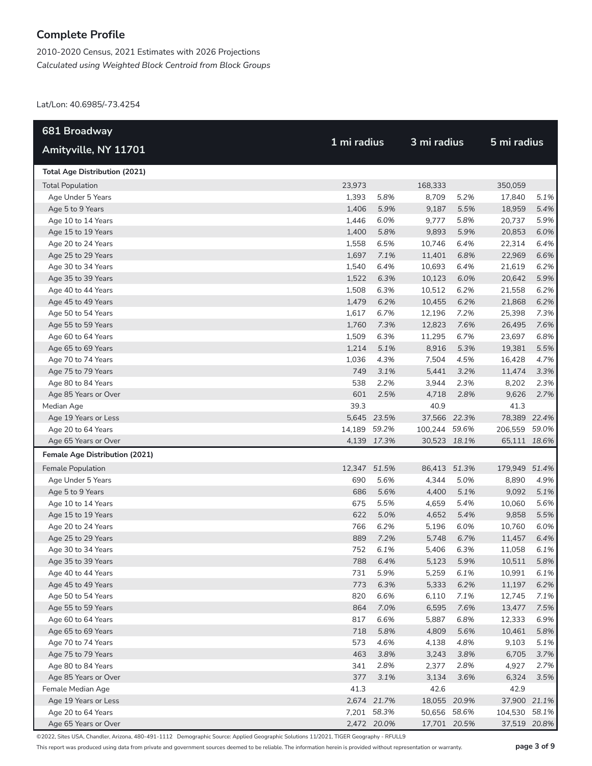## Complete Profile

2010-2020 Census, 2021 Estimates with 2026 Projections

*Calculated using Weighted Block Centroid from Block Groups*

Lat/Lon: 40.6985/-73.4254

| 681 Broadway Amityville, NY 11701 | 1 mi radius | | 3 mi radius | | 5 mi radius | |
|---|---|---|---|---|---|---|
| **Total Age Distribution (2021)** | | | | | | |
| Total Population | 23,973 | | 168,333 | | 350,059 | |
| Age Under 5 Years | 1,393 | *5.8%* | 8,709 | *5.2%* | 17,840 | *5.1%* |
| Age 5 to 9 Years | 1,406 | *5.9%* | 9,187 | *5.5%* | 18,959 | *5.4%* |
| Age 10 to 14 Years | 1,446 | *6.0%* | 9,777 | *5.8%* | 20,737 | *5.9%* |
| Age 15 to 19 Years | 1,400 | *5.8%* | 9,893 | *5.9%* | 20,853 | *6.0%* |
| Age 20 to 24 Years | 1,558 | *6.5%* | 10,746 | *6.4%* | 22,314 | *6.4%* |
| Age 25 to 29 Years | 1,697 | *7.1%* | 11,401 | *6.8%* | 22,969 | *6.6%* |
| Age 30 to 34 Years | 1,540 | *6.4%* | 10,693 | *6.4%* | 21,619 | *6.2%* |
| Age 35 to 39 Years | 1,522 | *6.3%* | 10,123 | *6.0%* | 20,642 | *5.9%* |
| Age 40 to 44 Years | 1,508 | *6.3%* | 10,512 | *6.2%* | 21,558 | *6.2%* |
| Age 45 to 49 Years | 1,479 | *6.2%* | 10,455 | *6.2%* | 21,868 | *6.2%* |
| Age 50 to 54 Years | 1,617 | *6.7%* | 12,196 | *7.2%* | 25,398 | *7.3%* |
| Age 55 to 59 Years | 1,760 | *7.3%* | 12,823 | *7.6%* | 26,495 | *7.6%* |
| Age 60 to 64 Years | 1,509 | *6.3%* | 11,295 | *6.7%* | 23,697 | *6.8%* |
| Age 65 to 69 Years | 1,214 | *5.1%* | 8,916 | *5.3%* | 19,381 | *5.5%* |
| Age 70 to 74 Years | 1,036 | *4.3%* | 7,504 | *4.5%* | 16,428 | *4.7%* |
| Age 75 to 79 Years | 749 | *3.1%* | 5,441 | *3.2%* | 11,474 | *3.3%* |
| Age 80 to 84 Years | 538 | *2.2%* | 3,944 | *2.3%* | 8,202 | *2.3%* |
| Age 85 Years or Over | 601 | *2.5%* | 4,718 | *2.8%* | 9,626 | *2.7%* |
| Median Age | 39.3 | | 40.9 | | 41.3 | |
| Age 19 Years or Less | 5,645 | *23.5%* | 37,566 | *22.3%* | 78,389 | *22.4%* |
| Age 20 to 64 Years | 14,189 | *59.2%* | 100,244 | *59.6%* | 206,559 | *59.0%* |
| Age 65 Years or Over | 4,139 | *17.3%* | 30,523 | *18.1%* | 65,111 | *18.6%* |
| **Female Age Distribution (2021)** | | | | | | |
| Female Population | 12,347 | *51.5%* | 86,413 | *51.3%* | 179,949 | *51.4%* |
| Age Under 5 Years | 690 | *5.6%* | 4,344 | *5.0%* | 8,890 | *4.9%* |
| Age 5 to 9 Years | 686 | *5.6%* | 4,400 | *5.1%* | 9,092 | *5.1%* |
| Age 10 to 14 Years | 675 | *5.5%* | 4,659 | *5.4%* | 10,060 | *5.6%* |
| Age 15 to 19 Years | 622 | *5.0%* | 4,652 | *5.4%* | 9,858 | *5.5%* |
| Age 20 to 24 Years | 766 | *6.2%* | 5,196 | *6.0%* | 10,760 | *6.0%* |
| Age 25 to 29 Years | 889 | *7.2%* | 5,748 | *6.7%* | 11,457 | *6.4%* |
| Age 30 to 34 Years | 752 | *6.1%* | 5,406 | *6.3%* | 11,058 | *6.1%* |
| Age 35 to 39 Years | 788 | *6.4%* | 5,123 | *5.9%* | 10,511 | *5.8%* |
| Age 40 to 44 Years | 731 | *5.9%* | 5,259 | *6.1%* | 10,991 | *6.1%* |
| Age 45 to 49 Years | 773 | *6.3%* | 5,333 | *6.2%* | 11,197 | *6.2%* |
| Age 50 to 54 Years | 820 | *6.6%* | 6,110 | *7.1%* | 12,745 | *7.1%* |
| Age 55 to 59 Years | 864 | *7.0%* | 6,595 | *7.6%* | 13,477 | *7.5%* |
| Age 60 to 64 Years | 817 | *6.6%* | 5,887 | *6.8%* | 12,333 | *6.9%* |
| Age 65 to 69 Years | 718 | *5.8%* | 4,809 | *5.6%* | 10,461 | *5.8%* |
| Age 70 to 74 Years | 573 | *4.6%* | 4,138 | *4.8%* | 9,103 | *5.1%* |
| Age 75 to 79 Years | 463 | *3.8%* | 3,243 | *3.8%* | 6,705 | *3.7%* |
| Age 80 to 84 Years | 341 | *2.8%* | 2,377 | *2.8%* | 4,927 | *2.7%* |
| Age 85 Years or Over | 377 | *3.1%* | 3,134 | *3.6%* | 6,324 | *3.5%* |
| Female Median Age | 41.3 | | 42.6 | | 42.9 | |
| Age 19 Years or Less | 2,674 | *21.7%* | 18,055 | *20.9%* | 37,900 | *21.1%* |
| Age 20 to 64 Years | 7,201 | *58.3%* | 50,656 | *58.6%* | 104,530 | *58.1%* |
| Age 65 Years or Over | 2,472 | *20.0%* | 17,701 | *20.5%* | 37,519 | *20.8%* |

©2022, Sites USA, Chandler, Arizona, 480-491-1112 Demographic Source: Applied Geographic Solutions 11/2021, TIGER Geography - RFULL9

This report was produced using data from private and government sources deemed to be reliable. The information herein is provided without representation or warranty.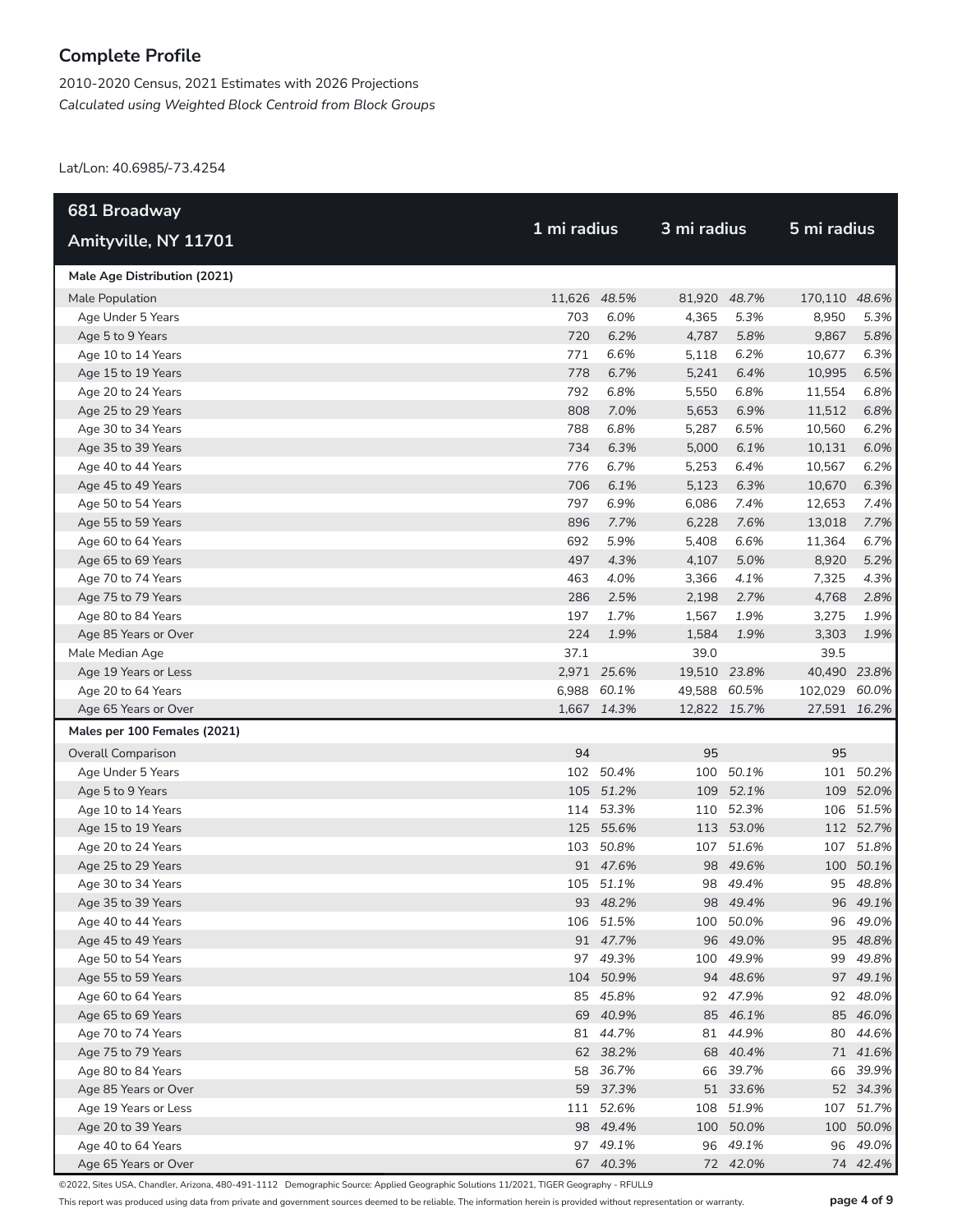## Complete Profile

2010-2020 Census, 2021 Estimates with 2026 Projections
*Calculated using Weighted Block Centroid from Block Groups*

Lat/Lon: 40.6985/-73.4254

| 681 Broadway<br>Amityville, NY 11701 | 1 mi radius | | 3 mi radius | | 5 mi radius | |
|---|---|---|---|---|---|---|
| **Male Age Distribution (2021)** | | | | | | |
| Male Population | 11,626 | *48.5%* | 81,920 | *48.7%* | 170,110 | *48.6%* |
| Age Under 5 Years | 703 | *6.0%* | 4,365 | *5.3%* | 8,950 | *5.3%* |
| Age 5 to 9 Years | 720 | *6.2%* | 4,787 | *5.8%* | 9,867 | *5.8%* |
| Age 10 to 14 Years | 771 | *6.6%* | 5,118 | *6.2%* | 10,677 | *6.3%* |
| Age 15 to 19 Years | 778 | *6.7%* | 5,241 | *6.4%* | 10,995 | *6.5%* |
| Age 20 to 24 Years | 792 | *6.8%* | 5,550 | *6.8%* | 11,554 | *6.8%* |
| Age 25 to 29 Years | 808 | *7.0%* | 5,653 | *6.9%* | 11,512 | *6.8%* |
| Age 30 to 34 Years | 788 | *6.8%* | 5,287 | *6.5%* | 10,560 | *6.2%* |
| Age 35 to 39 Years | 734 | *6.3%* | 5,000 | *6.1%* | 10,131 | *6.0%* |
| Age 40 to 44 Years | 776 | *6.7%* | 5,253 | *6.4%* | 10,567 | *6.2%* |
| Age 45 to 49 Years | 706 | *6.1%* | 5,123 | *6.3%* | 10,670 | *6.3%* |
| Age 50 to 54 Years | 797 | *6.9%* | 6,086 | *7.4%* | 12,653 | *7.4%* |
| Age 55 to 59 Years | 896 | *7.7%* | 6,228 | *7.6%* | 13,018 | *7.7%* |
| Age 60 to 64 Years | 692 | *5.9%* | 5,408 | *6.6%* | 11,364 | *6.7%* |
| Age 65 to 69 Years | 497 | *4.3%* | 4,107 | *5.0%* | 8,920 | *5.2%* |
| Age 70 to 74 Years | 463 | *4.0%* | 3,366 | *4.1%* | 7,325 | *4.3%* |
| Age 75 to 79 Years | 286 | *2.5%* | 2,198 | *2.7%* | 4,768 | *2.8%* |
| Age 80 to 84 Years | 197 | *1.7%* | 1,567 | *1.9%* | 3,275 | *1.9%* |
| Age 85 Years or Over | 224 | *1.9%* | 1,584 | *1.9%* | 3,303 | *1.9%* |
| Male Median Age | 37.1 | | 39.0 | | 39.5 | |
| Age 19 Years or Less | 2,971 | *25.6%* | 19,510 | *23.8%* | 40,490 | *23.8%* |
| Age 20 to 64 Years | 6,988 | *60.1%* | 49,588 | *60.5%* | 102,029 | *60.0%* |
| Age 65 Years or Over | 1,667 | *14.3%* | 12,822 | *15.7%* | 27,591 | *16.2%* |
| **Males per 100 Females (2021)** | | | | | | |
| Overall Comparison | 94 | | 95 | | 95 | |
| Age Under 5 Years | 102 | *50.4%* | 100 | *50.1%* | 101 | *50.2%* |
| Age 5 to 9 Years | 105 | *51.2%* | 109 | *52.1%* | 109 | *52.0%* |
| Age 10 to 14 Years | 114 | *53.3%* | 110 | *52.3%* | 106 | *51.5%* |
| Age 15 to 19 Years | 125 | *55.6%* | 113 | *53.0%* | 112 | *52.7%* |
| Age 20 to 24 Years | 103 | *50.8%* | 107 | *51.6%* | 107 | *51.8%* |
| Age 25 to 29 Years | 91 | *47.6%* | 98 | *49.6%* | 100 | *50.1%* |
| Age 30 to 34 Years | 105 | *51.1%* | 98 | *49.4%* | 95 | *48.8%* |
| Age 35 to 39 Years | 93 | *48.2%* | 98 | *49.4%* | 96 | *49.1%* |
| Age 40 to 44 Years | 106 | *51.5%* | 100 | *50.0%* | 96 | *49.0%* |
| Age 45 to 49 Years | 91 | *47.7%* | 96 | *49.0%* | 95 | *48.8%* |
| Age 50 to 54 Years | 97 | *49.3%* | 100 | *49.9%* | 99 | *49.8%* |
| Age 55 to 59 Years | 104 | *50.9%* | 94 | *48.6%* | 97 | *49.1%* |
| Age 60 to 64 Years | 85 | *45.8%* | 92 | *47.9%* | 92 | *48.0%* |
| Age 65 to 69 Years | 69 | *40.9%* | 85 | *46.1%* | 85 | *46.0%* |
| Age 70 to 74 Years | 81 | *44.7%* | 81 | *44.9%* | 80 | *44.6%* |
| Age 75 to 79 Years | 62 | *38.2%* | 68 | *40.4%* | 71 | *41.6%* |
| Age 80 to 84 Years | 58 | *36.7%* | 66 | *39.7%* | 66 | *39.9%* |
| Age 85 Years or Over | 59 | *37.3%* | 51 | *33.6%* | 52 | *34.3%* |
| Age 19 Years or Less | 111 | *52.6%* | 108 | *51.9%* | 107 | *51.7%* |
| Age 20 to 39 Years | 98 | *49.4%* | 100 | *50.0%* | 100 | *50.0%* |
| Age 40 to 64 Years | 97 | *49.1%* | 96 | *49.1%* | 96 | *49.0%* |
| Age 65 Years or Over | 67 | *40.3%* | 72 | *42.0%* | 74 | *42.4%* |

©2022, Sites USA, Chandler, Arizona, 480-491-1112 Demographic Source: Applied Geographic Solutions 11/2021, TIGER Geography - RFULL9

This report was produced using data from private and government sources deemed to be reliable. The information herein is provided without representation or warranty.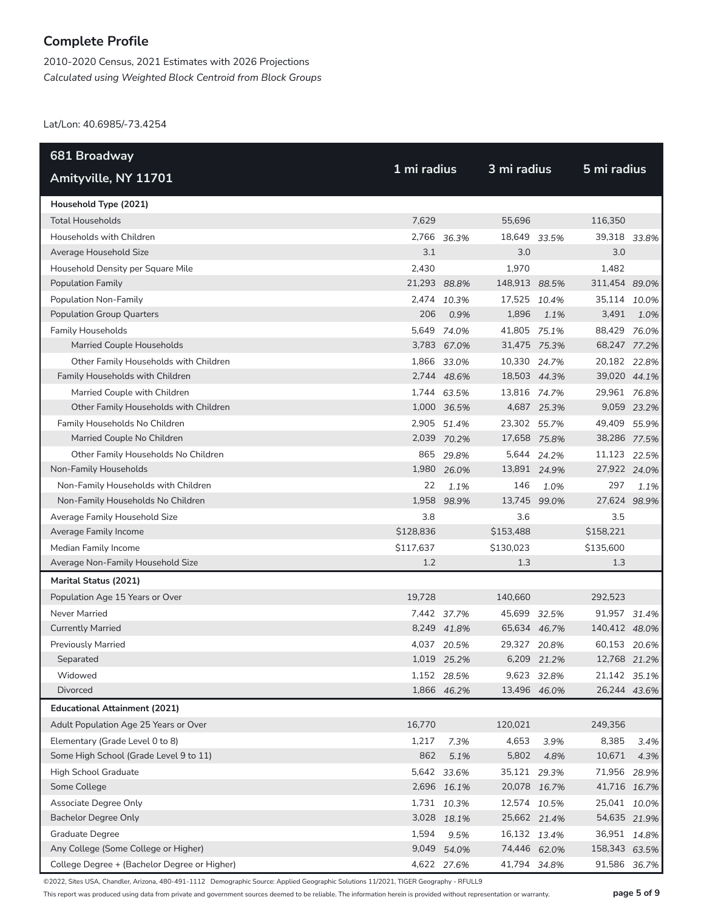## Complete Profile

2010-2020 Census, 2021 Estimates with 2026 Projections
*Calculated using Weighted Block Centroid from Block Groups*

Lat/Lon: 40.6985/-73.4254

| 681 Broadway<br>Amityville, NY 11701 | 1 mi radius | | 3 mi radius | | 5 mi radius | |
|---|---|---|---|---|---|---|
| **Household Type (2021)** | | | | | | |
| Total Households | 7,629 | | 55,696 | | 116,350 | |
| Households with Children | 2,766 | *36.3%* | 18,649 | *33.5%* | 39,318 | *33.8%* |
| Average Household Size | 3.1 | | 3.0 | | 3.0 | |
| Household Density per Square Mile | 2,430 | | 1,970 | | 1,482 | |
| Population Family | 21,293 | *88.8%* | 148,913 | *88.5%* | 311,454 | *89.0%* |
| Population Non-Family | 2,474 | *10.3%* | 17,525 | *10.4%* | 35,114 | *10.0%* |
| Population Group Quarters | 206 | *0.9%* | 1,896 | *1.1%* | 3,491 | *1.0%* |
| Family Households | 5,649 | *74.0%* | 41,805 | *75.1%* | 88,429 | *76.0%* |
| Married Couple Households | 3,783 | *67.0%* | 31,475 | *75.3%* | 68,247 | *77.2%* |
| Other Family Households with Children | 1,866 | *33.0%* | 10,330 | *24.7%* | 20,182 | *22.8%* |
| Family Households with Children | 2,744 | *48.6%* | 18,503 | *44.3%* | 39,020 | *44.1%* |
| Married Couple with Children | 1,744 | *63.5%* | 13,816 | *74.7%* | 29,961 | *76.8%* |
| Other Family Households with Children | 1,000 | *36.5%* | 4,687 | *25.3%* | 9,059 | *23.2%* |
| Family Households No Children | 2,905 | *51.4%* | 23,302 | *55.7%* | 49,409 | *55.9%* |
| Married Couple No Children | 2,039 | *70.2%* | 17,658 | *75.8%* | 38,286 | *77.5%* |
| Other Family Households No Children | 865 | *29.8%* | 5,644 | *24.2%* | 11,123 | *22.5%* |
| Non-Family Households | 1,980 | *26.0%* | 13,891 | *24.9%* | 27,922 | *24.0%* |
| Non-Family Households with Children | 22 | *1.1%* | 146 | *1.0%* | 297 | *1.1%* |
| Non-Family Households No Children | 1,958 | *98.9%* | 13,745 | *99.0%* | 27,624 | *98.9%* |
| Average Family Household Size | 3.8 | | 3.6 | | 3.5 | |
| Average Family Income | $128,836 | | $153,488 | | $158,221 | |
| Median Family Income | $117,637 | | $130,023 | | $135,600 | |
| Average Non-Family Household Size | 1.2 | | 1.3 | | 1.3 | |
| **Marital Status (2021)** | | | | | | |
| Population Age 15 Years or Over | 19,728 | | 140,660 | | 292,523 | |
| Never Married | 7,442 | *37.7%* | 45,699 | *32.5%* | 91,957 | *31.4%* |
| Currently Married | 8,249 | *41.8%* | 65,634 | *46.7%* | 140,412 | *48.0%* |
| Previously Married | 4,037 | *20.5%* | 29,327 | *20.8%* | 60,153 | *20.6%* |
| Separated | 1,019 | *25.2%* | 6,209 | *21.2%* | 12,768 | *21.2%* |
| Widowed | 1,152 | *28.5%* | 9,623 | *32.8%* | 21,142 | *35.1%* |
| Divorced | 1,866 | *46.2%* | 13,496 | *46.0%* | 26,244 | *43.6%* |
| **Educational Attainment (2021)** | | | | | | |
| Adult Population Age 25 Years or Over | 16,770 | | 120,021 | | 249,356 | |
| Elementary (Grade Level 0 to 8) | 1,217 | *7.3%* | 4,653 | *3.9%* | 8,385 | *3.4%* |
| Some High School (Grade Level 9 to 11) | 862 | *5.1%* | 5,802 | *4.8%* | 10,671 | *4.3%* |
| High School Graduate | 5,642 | *33.6%* | 35,121 | *29.3%* | 71,956 | *28.9%* |
| Some College | 2,696 | *16.1%* | 20,078 | *16.7%* | 41,716 | *16.7%* |
| Associate Degree Only | 1,731 | *10.3%* | 12,574 | *10.5%* | 25,041 | *10.0%* |
| Bachelor Degree Only | 3,028 | *18.1%* | 25,662 | *21.4%* | 54,635 | *21.9%* |
| Graduate Degree | 1,594 | *9.5%* | 16,132 | *13.4%* | 36,951 | *14.8%* |
| Any College (Some College or Higher) | 9,049 | *54.0%* | 74,446 | *62.0%* | 158,343 | *63.5%* |
| College Degree + (Bachelor Degree or Higher) | 4,622 | *27.6%* | 41,794 | *34.8%* | 91,586 | *36.7%* |

©2022, Sites USA, Chandler, Arizona, 480-491-1112 Demographic Source: Applied Geographic Solutions 11/2021, TIGER Geography - RFULL9

This report was produced using data from private and government sources deemed to be reliable. The information herein is provided without representation or warranty.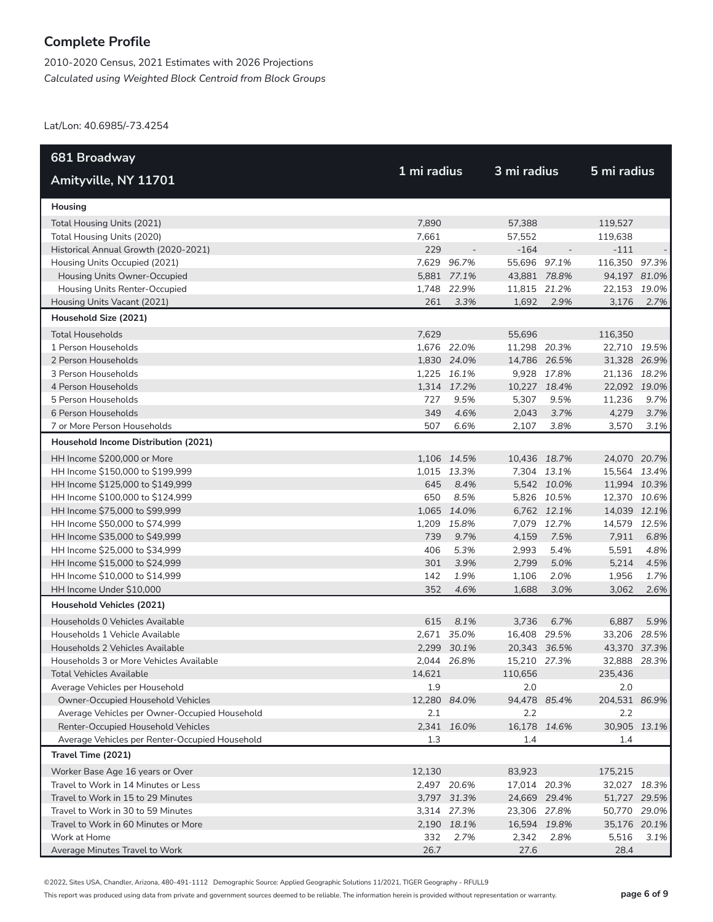# Complete Profile

2010-2020 Census, 2021 Estimates with 2026 Projections
*Calculated using Weighted Block Centroid from Block Groups*

Lat/Lon: 40.6985/-73.4254

| 681 Broadway<br>Amityville, NY 11701 | 1 mi radius | | 3 mi radius | | 5 mi radius | |
|---|---|---|---|---|---|---|
| **Housing** | | | | | | |
| Total Housing Units (2021) | 7,890 | | 57,388 | | 119,527 | |
| Total Housing Units (2020) | 7,661 | | 57,552 | | 119,638 | |
| Historical Annual Growth (2020-2021) | 229 | - | -164 | - | -111 | - |
| Housing Units Occupied (2021) | 7,629 | *96.7%* | 55,696 | *97.1%* | 116,350 | *97.3%* |
| Housing Units Owner-Occupied | 5,881 | *77.1%* | 43,881 | *78.8%* | 94,197 | *81.0%* |
| Housing Units Renter-Occupied | 1,748 | *22.9%* | 11,815 | *21.2%* | 22,153 | *19.0%* |
| Housing Units Vacant (2021) | 261 | *3.3%* | 1,692 | *2.9%* | 3,176 | *2.7%* |
| **Household Size (2021)** | | | | | | |
| Total Households | 7,629 | | 55,696 | | 116,350 | |
| 1 Person Households | 1,676 | *22.0%* | 11,298 | *20.3%* | 22,710 | *19.5%* |
| 2 Person Households | 1,830 | *24.0%* | 14,786 | *26.5%* | 31,328 | *26.9%* |
| 3 Person Households | 1,225 | *16.1%* | 9,928 | *17.8%* | 21,136 | *18.2%* |
| 4 Person Households | 1,314 | *17.2%* | 10,227 | *18.4%* | 22,092 | *19.0%* |
| 5 Person Households | 727 | *9.5%* | 5,307 | *9.5%* | 11,236 | *9.7%* |
| 6 Person Households | 349 | *4.6%* | 2,043 | *3.7%* | 4,279 | *3.7%* |
| 7 or More Person Households | 507 | *6.6%* | 2,107 | *3.8%* | 3,570 | *3.1%* |
| **Household Income Distribution (2021)** | | | | | | |
| HH Income $200,000 or More | 1,106 | *14.5%* | 10,436 | *18.7%* | 24,070 | *20.7%* |
| HH Income $150,000 to $199,999 | 1,015 | *13.3%* | 7,304 | *13.1%* | 15,564 | *13.4%* |
| HH Income $125,000 to $149,999 | 645 | *8.4%* | 5,542 | *10.0%* | 11,994 | *10.3%* |
| HH Income $100,000 to $124,999 | 650 | *8.5%* | 5,826 | *10.5%* | 12,370 | *10.6%* |
| HH Income $75,000 to $99,999 | 1,065 | *14.0%* | 6,762 | *12.1%* | 14,039 | *12.1%* |
| HH Income $50,000 to $74,999 | 1,209 | *15.8%* | 7,079 | *12.7%* | 14,579 | *12.5%* |
| HH Income $35,000 to $49,999 | 739 | *9.7%* | 4,159 | *7.5%* | 7,911 | *6.8%* |
| HH Income $25,000 to $34,999 | 406 | *5.3%* | 2,993 | *5.4%* | 5,591 | *4.8%* |
| HH Income $15,000 to $24,999 | 301 | *3.9%* | 2,799 | *5.0%* | 5,214 | *4.5%* |
| HH Income $10,000 to $14,999 | 142 | *1.9%* | 1,106 | *2.0%* | 1,956 | *1.7%* |
| HH Income Under $10,000 | 352 | *4.6%* | 1,688 | *3.0%* | 3,062 | *2.6%* |
| **Household Vehicles (2021)** | | | | | | |
| Households 0 Vehicles Available | 615 | *8.1%* | 3,736 | *6.7%* | 6,887 | *5.9%* |
| Households 1 Vehicle Available | 2,671 | *35.0%* | 16,408 | *29.5%* | 33,206 | *28.5%* |
| Households 2 Vehicles Available | 2,299 | *30.1%* | 20,343 | *36.5%* | 43,370 | *37.3%* |
| Households 3 or More Vehicles Available | 2,044 | *26.8%* | 15,210 | *27.3%* | 32,888 | *28.3%* |
| Total Vehicles Available | 14,621 | | 110,656 | | 235,436 | |
| Average Vehicles per Household | 1.9 | | 2.0 | | 2.0 | |
| Owner-Occupied Household Vehicles | 12,280 | *84.0%* | 94,478 | *85.4%* | 204,531 | *86.9%* |
| Average Vehicles per Owner-Occupied Household | 2.1 | | 2.2 | | 2.2 | |
| Renter-Occupied Household Vehicles | 2,341 | *16.0%* | 16,178 | *14.6%* | 30,905 | *13.1%* |
| Average Vehicles per Renter-Occupied Household | 1.3 | | 1.4 | | 1.4 | |
| **Travel Time (2021)** | | | | | | |
| Worker Base Age 16 years or Over | 12,130 | | 83,923 | | 175,215 | |
| Travel to Work in 14 Minutes or Less | 2,497 | *20.6%* | 17,014 | *20.3%* | 32,027 | *18.3%* |
| Travel to Work in 15 to 29 Minutes | 3,797 | *31.3%* | 24,669 | *29.4%* | 51,727 | *29.5%* |
| Travel to Work in 30 to 59 Minutes | 3,314 | *27.3%* | 23,306 | *27.8%* | 50,770 | *29.0%* |
| Travel to Work in 60 Minutes or More | 2,190 | *18.1%* | 16,594 | *19.8%* | 35,176 | *20.1%* |
| Work at Home | 332 | *2.7%* | 2,342 | *2.8%* | 5,516 | *3.1%* |
| Average Minutes Travel to Work | 26.7 | | 27.6 | | 28.4 | |

©2022, Sites USA, Chandler, Arizona, 480-491-1112 Demographic Source: Applied Geographic Solutions 11/2021, TIGER Geography - RFULL9

This report was produced using data from private and government sources deemed to be reliable. The information herein is provided without representation or warranty.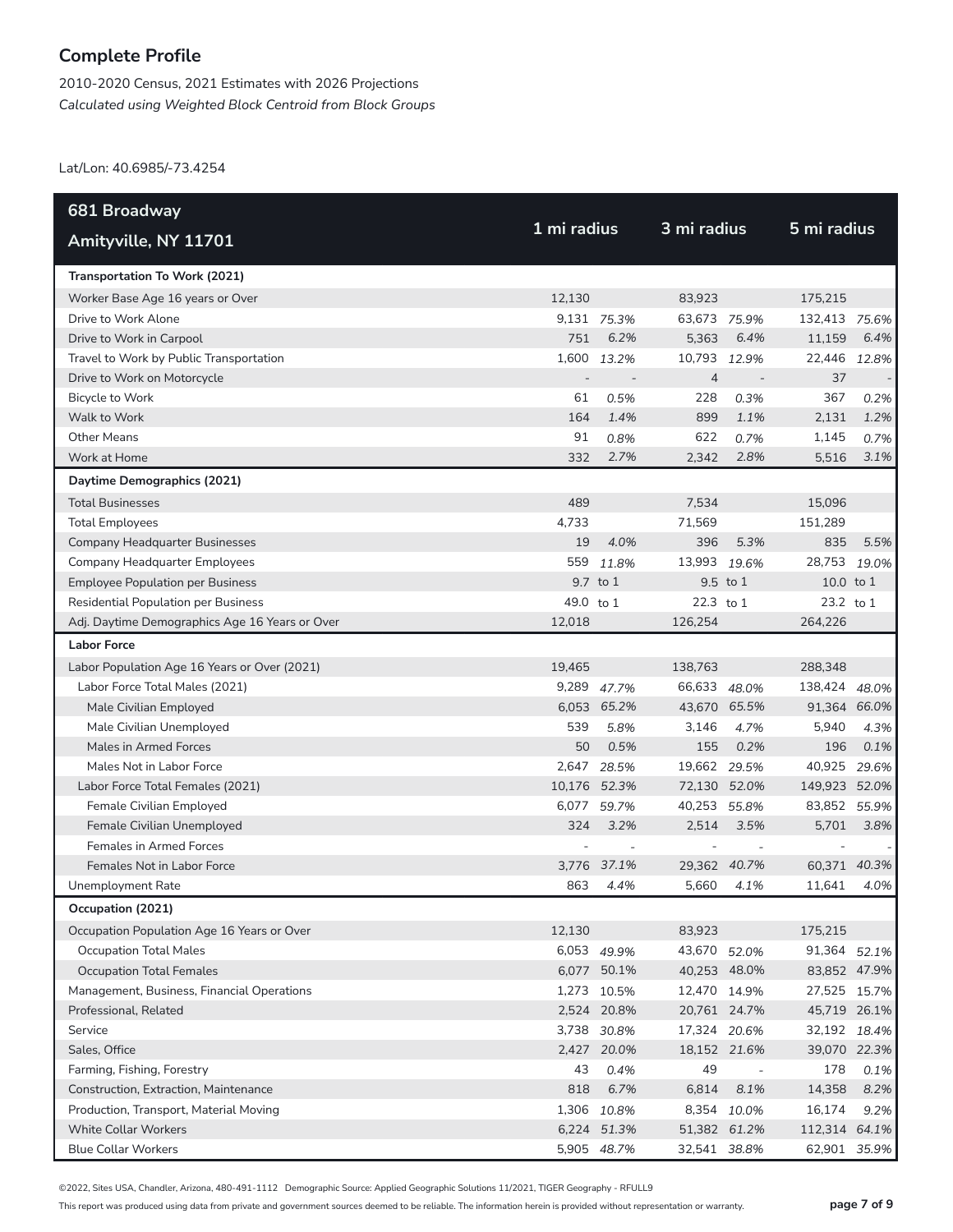# Complete Profile

2010-2020 Census, 2021 Estimates with 2026 Projections
*Calculated using Weighted Block Centroid from Block Groups*

Lat/Lon: 40.6985/-73.4254

| 681 Broadway Amityville, NY 11701 | 1 mi radius | | 3 mi radius | | 5 mi radius | |
|---|---|---|---|---|---|---|
| **Transportation To Work (2021)** | | | | | | |
| Worker Base Age 16 years or Over | 12,130 | | 83,923 | | 175,215 | |
| Drive to Work Alone | 9,131 | *75.3%* | 63,673 | *75.9%* | 132,413 | *75.6%* |
| Drive to Work in Carpool | 751 | *6.2%* | 5,363 | *6.4%* | 11,159 | *6.4%* |
| Travel to Work by Public Transportation | 1,600 | *13.2%* | 10,793 | *12.9%* | 22,446 | *12.8%* |
| Drive to Work on Motorcycle | - | - | 4 | - | 37 | - |
| Bicycle to Work | 61 | *0.5%* | 228 | *0.3%* | 367 | *0.2%* |
| Walk to Work | 164 | *1.4%* | 899 | *1.1%* | 2,131 | *1.2%* |
| Other Means | 91 | *0.8%* | 622 | *0.7%* | 1,145 | *0.7%* |
| Work at Home | 332 | *2.7%* | 2,342 | *2.8%* | 5,516 | *3.1%* |
| **Daytime Demographics (2021)** | | | | | | |
| Total Businesses | 489 | | 7,534 | | 15,096 | |
| Total Employees | 4,733 | | 71,569 | | 151,289 | |
| Company Headquarter Businesses | 19 | *4.0%* | 396 | *5.3%* | 835 | *5.5%* |
| Company Headquarter Employees | 559 | *11.8%* | 13,993 | *19.6%* | 28,753 | *19.0%* |
| Employee Population per Business | 9.7 | to 1 | 9.5 | to 1 | 10.0 | to 1 |
| Residential Population per Business | 49.0 | to 1 | 22.3 | to 1 | 23.2 | to 1 |
| Adj. Daytime Demographics Age 16 Years or Over | 12,018 | | 126,254 | | 264,226 | |
| **Labor Force** | | | | | | |
| Labor Population Age 16 Years or Over (2021) | 19,465 | | 138,763 | | 288,348 | |
| Labor Force Total Males (2021) | 9,289 | *47.7%* | 66,633 | *48.0%* | 138,424 | *48.0%* |
| Male Civilian Employed | 6,053 | *65.2%* | 43,670 | *65.5%* | 91,364 | *66.0%* |
| Male Civilian Unemployed | 539 | *5.8%* | 3,146 | *4.7%* | 5,940 | *4.3%* |
| Males in Armed Forces | 50 | *0.5%* | 155 | *0.2%* | 196 | *0.1%* |
| Males Not in Labor Force | 2,647 | *28.5%* | 19,662 | *29.5%* | 40,925 | *29.6%* |
| Labor Force Total Females (2021) | 10,176 | *52.3%* | 72,130 | *52.0%* | 149,923 | *52.0%* |
| Female Civilian Employed | 6,077 | *59.7%* | 40,253 | *55.8%* | 83,852 | *55.9%* |
| Female Civilian Unemployed | 324 | *3.2%* | 2,514 | *3.5%* | 5,701 | *3.8%* |
| Females in Armed Forces | - | - | - | - | - | - |
| Females Not in Labor Force | 3,776 | *37.1%* | 29,362 | *40.7%* | 60,371 | *40.3%* |
| Unemployment Rate | 863 | *4.4%* | 5,660 | *4.1%* | 11,641 | *4.0%* |
| **Occupation (2021)** | | | | | | |
| Occupation Population Age 16 Years or Over | 12,130 | | 83,923 | | 175,215 | |
| Occupation Total Males | 6,053 | *49.9%* | 43,670 | *52.0%* | 91,364 | *52.1%* |
| Occupation Total Females | 6,077 | 50.1% | 40,253 | 48.0% | 83,852 | 47.9% |
| Management, Business, Financial Operations | 1,273 | 10.5% | 12,470 | 14.9% | 27,525 | 15.7% |
| Professional, Related | 2,524 | 20.8% | 20,761 | 24.7% | 45,719 | 26.1% |
| Service | 3,738 | *30.8%* | 17,324 | *20.6%* | 32,192 | *18.4%* |
| Sales, Office | 2,427 | *20.0%* | 18,152 | *21.6%* | 39,070 | *22.3%* |
| Farming, Fishing, Forestry | 43 | *0.4%* | 49 | - | 178 | *0.1%* |
| Construction, Extraction, Maintenance | 818 | *6.7%* | 6,814 | *8.1%* | 14,358 | *8.2%* |
| Production, Transport, Material Moving | 1,306 | *10.8%* | 8,354 | *10.0%* | 16,174 | *9.2%* |
| White Collar Workers | 6,224 | *51.3%* | 51,382 | *61.2%* | 112,314 | *64.1%* |
| Blue Collar Workers | 5,905 | *48.7%* | 32,541 | *38.8%* | 62,901 | *35.9%* |

©2022, Sites USA, Chandler, Arizona, 480-491-1112 Demographic Source: Applied Geographic Solutions 11/2021, TIGER Geography - RFULL9

This report was produced using data from private and government sources deemed to be reliable. The information herein is provided without representation or warranty.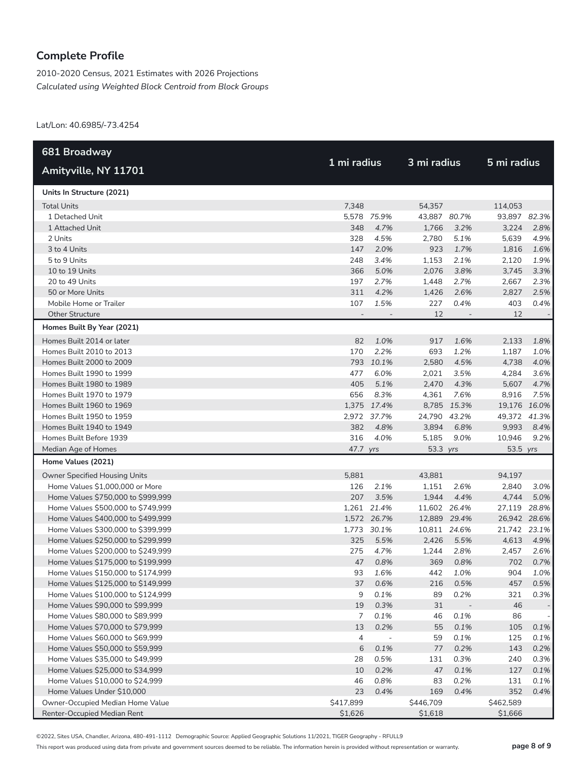## Complete Profile

2010-2020 Census, 2021 Estimates with 2026 Projections
*Calculated using Weighted Block Centroid from Block Groups*

Lat/Lon: 40.6985/-73.4254

| 681 Broadway Amityville, NY 11701 | 1 mi radius | | 3 mi radius | | 5 mi radius | |
|---|---|---|---|---|---|---|
| **Units In Structure (2021)** | | | | | | |
| Total Units | 7,348 | | 54,357 | | 114,053 | |
| 1 Detached Unit | 5,578 | *75.9%* | 43,887 | *80.7%* | 93,897 | *82.3%* |
| 1 Attached Unit | 348 | *4.7%* | 1,766 | *3.2%* | 3,224 | *2.8%* |
| 2 Units | 328 | *4.5%* | 2,780 | *5.1%* | 5,639 | *4.9%* |
| 3 to 4 Units | 147 | *2.0%* | 923 | *1.7%* | 1,816 | *1.6%* |
| 5 to 9 Units | 248 | *3.4%* | 1,153 | *2.1%* | 2,120 | *1.9%* |
| 10 to 19 Units | 366 | *5.0%* | 2,076 | *3.8%* | 3,745 | *3.3%* |
| 20 to 49 Units | 197 | *2.7%* | 1,448 | *2.7%* | 2,667 | *2.3%* |
| 50 or More Units | 311 | *4.2%* | 1,426 | *2.6%* | 2,827 | *2.5%* |
| Mobile Home or Trailer | 107 | *1.5%* | 227 | *0.4%* | 403 | *0.4%* |
| Other Structure | - | - | 12 | - | 12 | - |
| **Homes Built By Year (2021)** | | | | | | |
| Homes Built 2014 or later | 82 | *1.0%* | 917 | *1.6%* | 2,133 | *1.8%* |
| Homes Built 2010 to 2013 | 170 | *2.2%* | 693 | *1.2%* | 1,187 | *1.0%* |
| Homes Built 2000 to 2009 | 793 | *10.1%* | 2,580 | *4.5%* | 4,738 | *4.0%* |
| Homes Built 1990 to 1999 | 477 | *6.0%* | 2,021 | *3.5%* | 4,284 | *3.6%* |
| Homes Built 1980 to 1989 | 405 | *5.1%* | 2,470 | *4.3%* | 5,607 | *4.7%* |
| Homes Built 1970 to 1979 | 656 | *8.3%* | 4,361 | *7.6%* | 8,916 | *7.5%* |
| Homes Built 1960 to 1969 | 1,375 | *17.4%* | 8,785 | *15.3%* | 19,176 | *16.0%* |
| Homes Built 1950 to 1959 | 2,972 | *37.7%* | 24,790 | *43.2%* | 49,372 | *41.3%* |
| Homes Built 1940 to 1949 | 382 | *4.8%* | 3,894 | *6.8%* | 9,993 | *8.4%* |
| Homes Built Before 1939 | 316 | *4.0%* | 5,185 | *9.0%* | 10,946 | *9.2%* |
| Median Age of Homes | 47.7 | *yrs* | 53.3 | *yrs* | 53.5 | *yrs* |
| **Home Values (2021)** | | | | | | |
| Owner Specified Housing Units | 5,881 | | 43,881 | | 94,197 | |
| Home Values $1,000,000 or More | 126 | *2.1%* | 1,151 | *2.6%* | 2,840 | *3.0%* |
| Home Values $750,000 to $999,999 | 207 | *3.5%* | 1,944 | *4.4%* | 4,744 | *5.0%* |
| Home Values $500,000 to $749,999 | 1,261 | *21.4%* | 11,602 | *26.4%* | 27,119 | *28.8%* |
| Home Values $400,000 to $499,999 | 1,572 | *26.7%* | 12,889 | *29.4%* | 26,942 | *28.6%* |
| Home Values $300,000 to $399,999 | 1,773 | *30.1%* | 10,811 | *24.6%* | 21,742 | *23.1%* |
| Home Values $250,000 to $299,999 | 325 | *5.5%* | 2,426 | *5.5%* | 4,613 | *4.9%* |
| Home Values $200,000 to $249,999 | 275 | *4.7%* | 1,244 | *2.8%* | 2,457 | *2.6%* |
| Home Values $175,000 to $199,999 | 47 | *0.8%* | 369 | *0.8%* | 702 | *0.7%* |
| Home Values $150,000 to $174,999 | 93 | *1.6%* | 442 | *1.0%* | 904 | *1.0%* |
| Home Values $125,000 to $149,999 | 37 | *0.6%* | 216 | *0.5%* | 457 | *0.5%* |
| Home Values $100,000 to $124,999 | 9 | *0.1%* | 89 | *0.2%* | 321 | *0.3%* |
| Home Values $90,000 to $99,999 | 19 | *0.3%* | 31 | - | 46 | - |
| Home Values $80,000 to $89,999 | 7 | *0.1%* | 46 | *0.1%* | 86 | - |
| Home Values $70,000 to $79,999 | 13 | *0.2%* | 55 | *0.1%* | 105 | *0.1%* |
| Home Values $60,000 to $69,999 | 4 | - | 59 | *0.1%* | 125 | *0.1%* |
| Home Values $50,000 to $59,999 | 6 | *0.1%* | 77 | *0.2%* | 143 | *0.2%* |
| Home Values $35,000 to $49,999 | 28 | *0.5%* | 131 | *0.3%* | 240 | *0.3%* |
| Home Values $25,000 to $34,999 | 10 | *0.2%* | 47 | *0.1%* | 127 | *0.1%* |
| Home Values $10,000 to $24,999 | 46 | *0.8%* | 83 | *0.2%* | 131 | *0.1%* |
| Home Values Under $10,000 | 23 | *0.4%* | 169 | *0.4%* | 352 | *0.4%* |
| Owner-Occupied Median Home Value | $417,899 | | $446,709 | | $462,589 | |
| Renter-Occupied Median Rent | $1,626 | | $1,618 | | $1,666 | |

©2022, Sites USA, Chandler, Arizona, 480-491-1112 Demographic Source: Applied Geographic Solutions 11/2021, TIGER Geography - RFULL9

This report was produced using data from private and government sources deemed to be reliable. The information herein is provided without representation or warranty.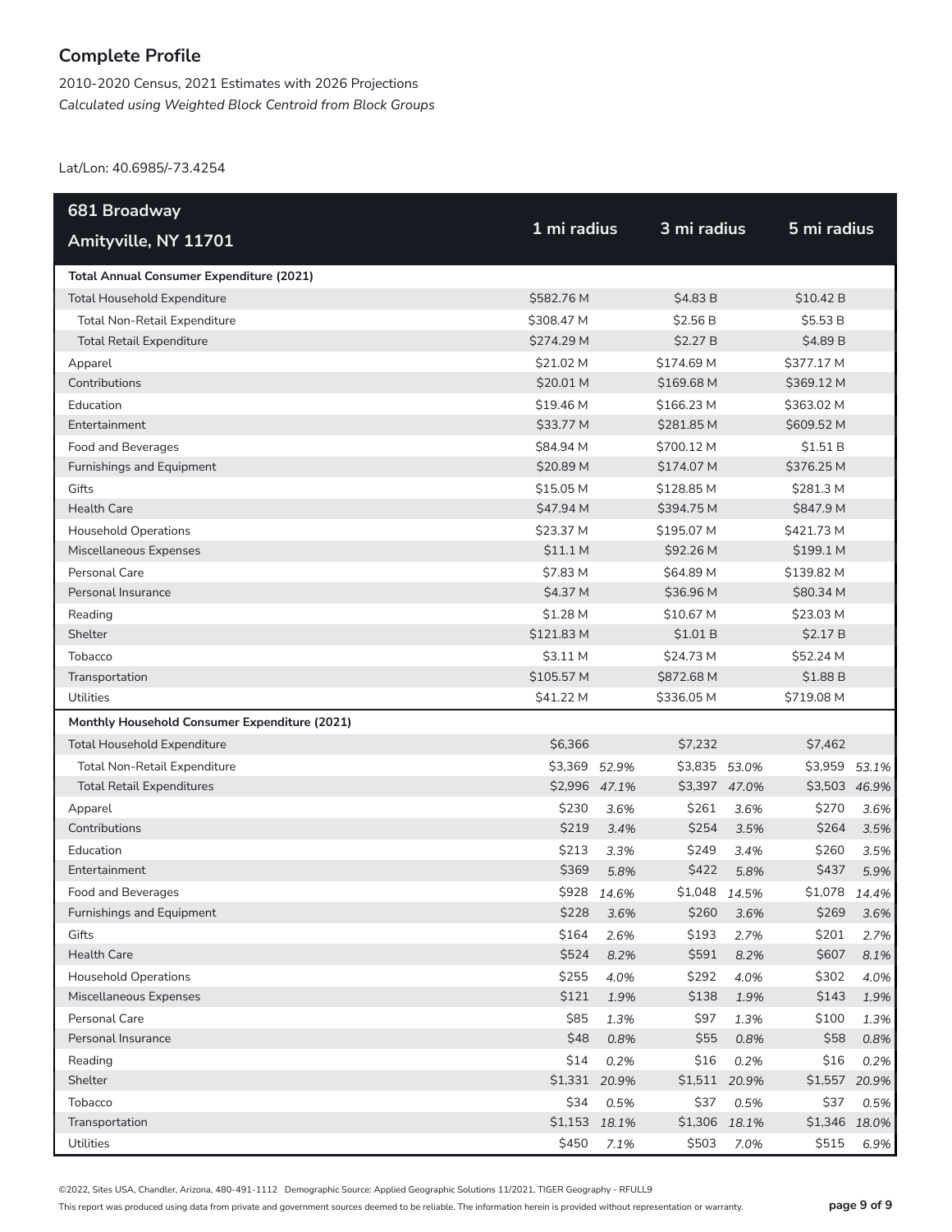## Complete Profile

2010-2020 Census, 2021 Estimates with 2026 Projections
*Calculated using Weighted Block Centroid from Block Groups*

Lat/Lon: 40.6985/-73.4254

| 681 Broadway Amityville, NY 11701 | 1 mi radius | | 3 mi radius | | 5 mi radius | |
|---|---|---|---|---|---|---|
| **Total Annual Consumer Expenditure (2021)** | | | | | | |
| Total Household Expenditure | $582.76 M | | $4.83 B | | $10.42 B | |
| Total Non-Retail Expenditure | $308.47 M | | $2.56 B | | $5.53 B | |
| Total Retail Expenditure | $274.29 M | | $2.27 B | | $4.89 B | |
| Apparel | $21.02 M | | $174.69 M | | $377.17 M | |
| Contributions | $20.01 M | | $169.68 M | | $369.12 M | |
| Education | $19.46 M | | $166.23 M | | $363.02 M | |
| Entertainment | $33.77 M | | $281.85 M | | $609.52 M | |
| Food and Beverages | $84.94 M | | $700.12 M | | $1.51 B | |
| Furnishings and Equipment | $20.89 M | | $174.07 M | | $376.25 M | |
| Gifts | $15.05 M | | $128.85 M | | $281.3 M | |
| Health Care | $47.94 M | | $394.75 M | | $847.9 M | |
| Household Operations | $23.37 M | | $195.07 M | | $421.73 M | |
| Miscellaneous Expenses | $11.1 M | | $92.26 M | | $199.1 M | |
| Personal Care | $7.83 M | | $64.89 M | | $139.82 M | |
| Personal Insurance | $4.37 M | | $36.96 M | | $80.34 M | |
| Reading | $1.28 M | | $10.67 M | | $23.03 M | |
| Shelter | $121.83 M | | $1.01 B | | $2.17 B | |
| Tobacco | $3.11 M | | $24.73 M | | $52.24 M | |
| Transportation | $105.57 M | | $872.68 M | | $1.88 B | |
| Utilities | $41.22 M | | $336.05 M | | $719.08 M | |
| **Monthly Household Consumer Expenditure (2021)** | | | | | | |
| Total Household Expenditure | $6,366 | | $7,232 | | $7,462 | |
| Total Non-Retail Expenditure | $3,369 | *52.9%* | $3,835 | *53.0%* | $3,959 | *53.1%* |
| Total Retail Expenditures | $2,996 | *47.1%* | $3,397 | *47.0%* | $3,503 | *46.9%* |
| Apparel | $230 | *3.6%* | $261 | *3.6%* | $270 | *3.6%* |
| Contributions | $219 | *3.4%* | $254 | *3.5%* | $264 | *3.5%* |
| Education | $213 | *3.3%* | $249 | *3.4%* | $260 | *3.5%* |
| Entertainment | $369 | *5.8%* | $422 | *5.8%* | $437 | *5.9%* |
| Food and Beverages | $928 | *14.6%* | $1,048 | *14.5%* | $1,078 | *14.4%* |
| Furnishings and Equipment | $228 | *3.6%* | $260 | *3.6%* | $269 | *3.6%* |
| Gifts | $164 | *2.6%* | $193 | *2.7%* | $201 | *2.7%* |
| Health Care | $524 | *8.2%* | $591 | *8.2%* | $607 | *8.1%* |
| Household Operations | $255 | *4.0%* | $292 | *4.0%* | $302 | *4.0%* |
| Miscellaneous Expenses | $121 | *1.9%* | $138 | *1.9%* | $143 | *1.9%* |
| Personal Care | $85 | *1.3%* | $97 | *1.3%* | $100 | *1.3%* |
| Personal Insurance | $48 | *0.8%* | $55 | *0.8%* | $58 | *0.8%* |
| Reading | $14 | *0.2%* | $16 | *0.2%* | $16 | *0.2%* |
| Shelter | $1,331 | *20.9%* | $1,511 | *20.9%* | $1,557 | *20.9%* |
| Tobacco | $34 | *0.5%* | $37 | *0.5%* | $37 | *0.5%* |
| Transportation | $1,153 | *18.1%* | $1,306 | *18.1%* | $1,346 | *18.0%* |
| Utilities | $450 | *7.1%* | $503 | *7.0%* | $515 | *6.9%* |

©2022, Sites USA, Chandler, Arizona, 480-491-1112 Demographic Source: Applied Geographic Solutions 11/2021, TIGER Geography - RFULL9

This report was produced using data from private and government sources deemed to be reliable. The information herein is provided without representation or warranty.